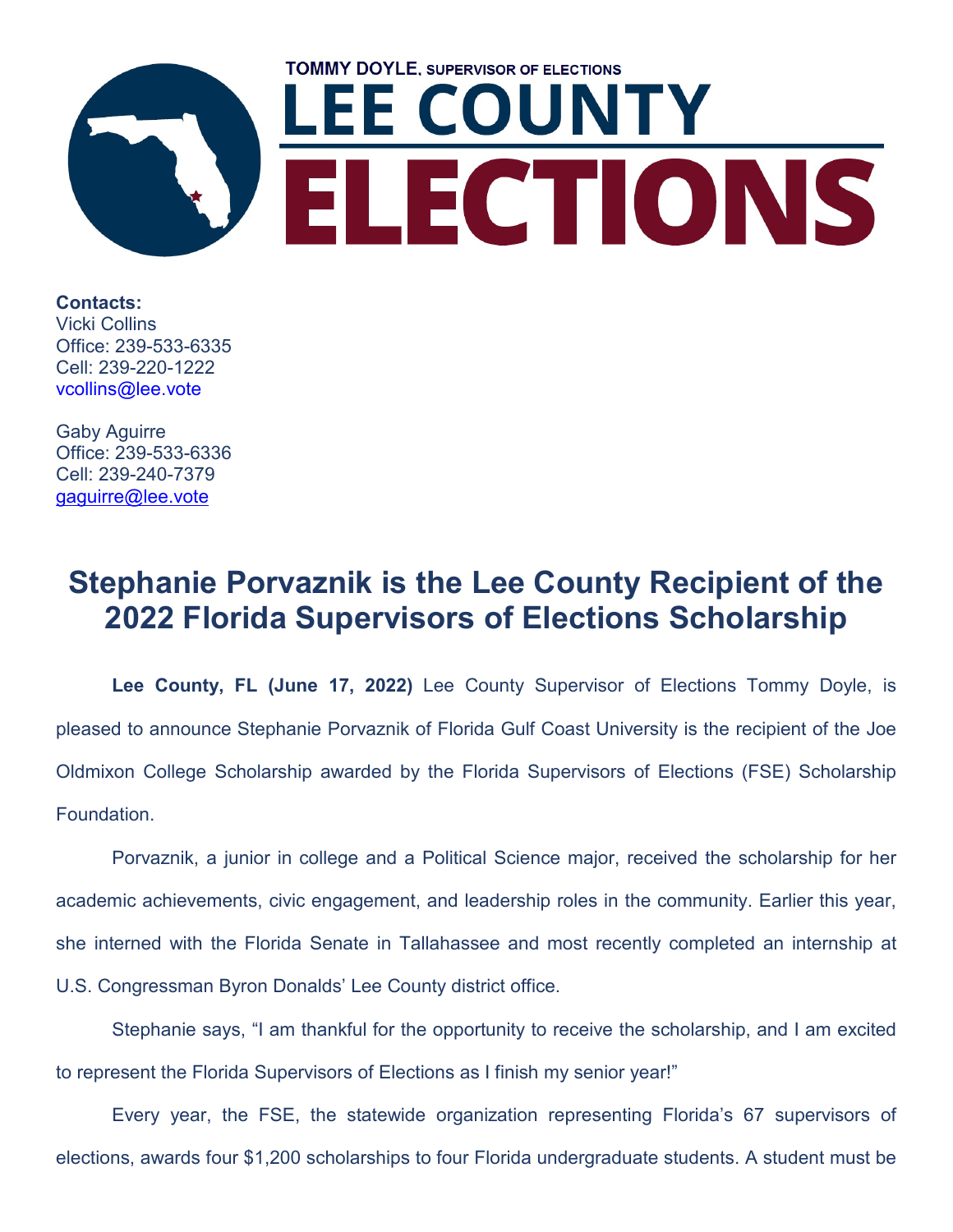TOMMY DOYLE, SUPERVISOR OF ELECTIONS

LEE COUNTY

ELECTIONS

**Contacts:**
Vicki Collins
Office: 239-533-6335
Cell: 239-220-1222
vcollins@lee.vote

Gaby Aguirre
Office: 239-533-6336
Cell: 239-240-7379
gaguirre@lee.vote

# Stephanie Porvaznik is the Lee County Recipient of the 2022 Florida Supervisors of Elections Scholarship

**Lee County, FL (June 17, 2022)** Lee County Supervisor of Elections Tommy Doyle, is pleased to announce Stephanie Porvaznik of Florida Gulf Coast University is the recipient of the Joe Oldmixon College Scholarship awarded by the Florida Supervisors of Elections (FSE) Scholarship Foundation.

Porvaznik, a junior in college and a Political Science major, received the scholarship for her academic achievements, civic engagement, and leadership roles in the community. Earlier this year, she interned with the Florida Senate in Tallahassee and most recently completed an internship at U.S. Congressman Byron Donalds' Lee County district office.

Stephanie says, "I am thankful for the opportunity to receive the scholarship, and I am excited to represent the Florida Supervisors of Elections as I finish my senior year!"

Every year, the FSE, the statewide organization representing Florida's 67 supervisors of elections, awards four $1,200 scholarships to four Florida undergraduate students. A student must be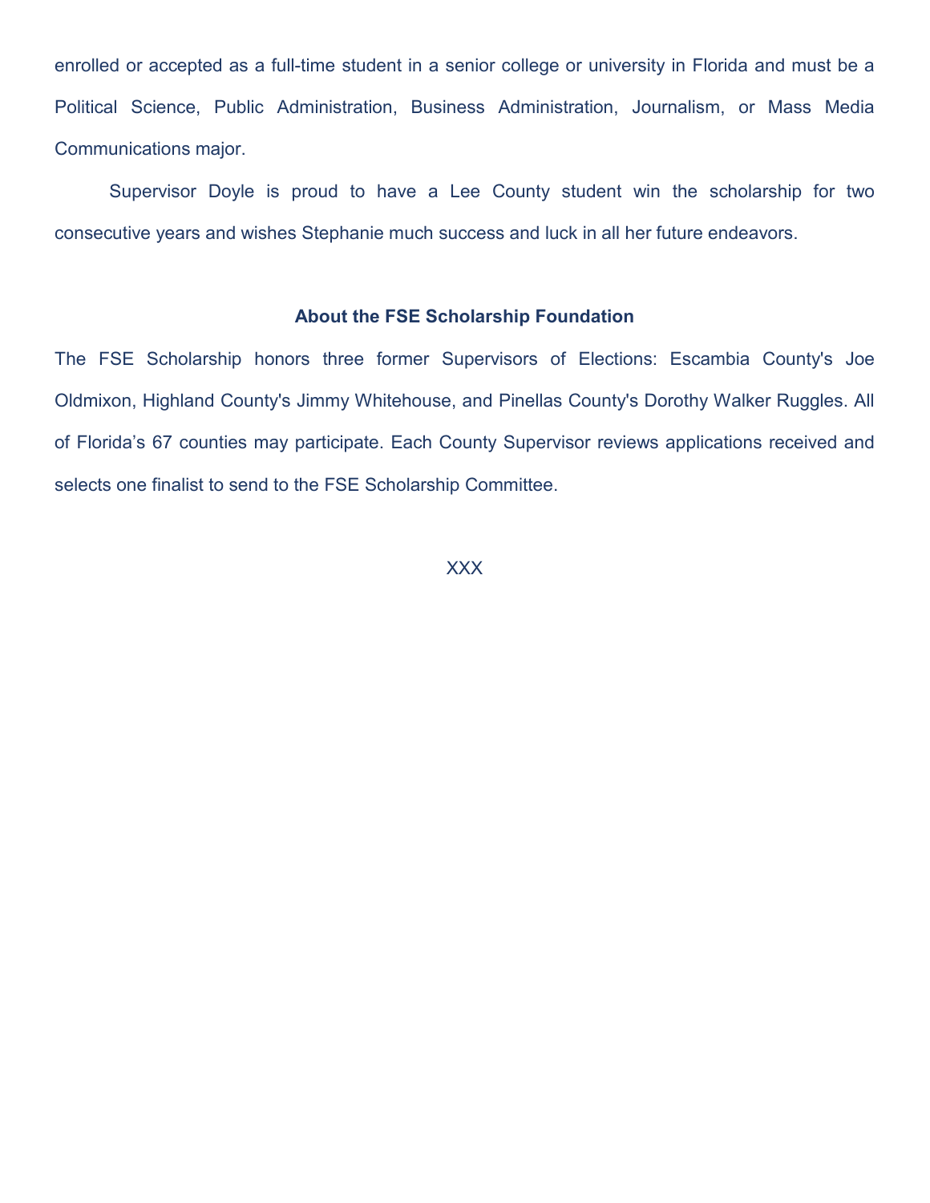enrolled or accepted as a full-time student in a senior college or university in Florida and must be a Political Science, Public Administration, Business Administration, Journalism, or Mass Media Communications major.

Supervisor Doyle is proud to have a Lee County student win the scholarship for two consecutive years and wishes Stephanie much success and luck in all her future endeavors.

**About the FSE Scholarship Foundation**

The FSE Scholarship honors three former Supervisors of Elections: Escambia County's Joe Oldmixon, Highland County's Jimmy Whitehouse, and Pinellas County's Dorothy Walker Ruggles. All of Florida's 67 counties may participate. Each County Supervisor reviews applications received and selects one finalist to send to the FSE Scholarship Committee.

XXX